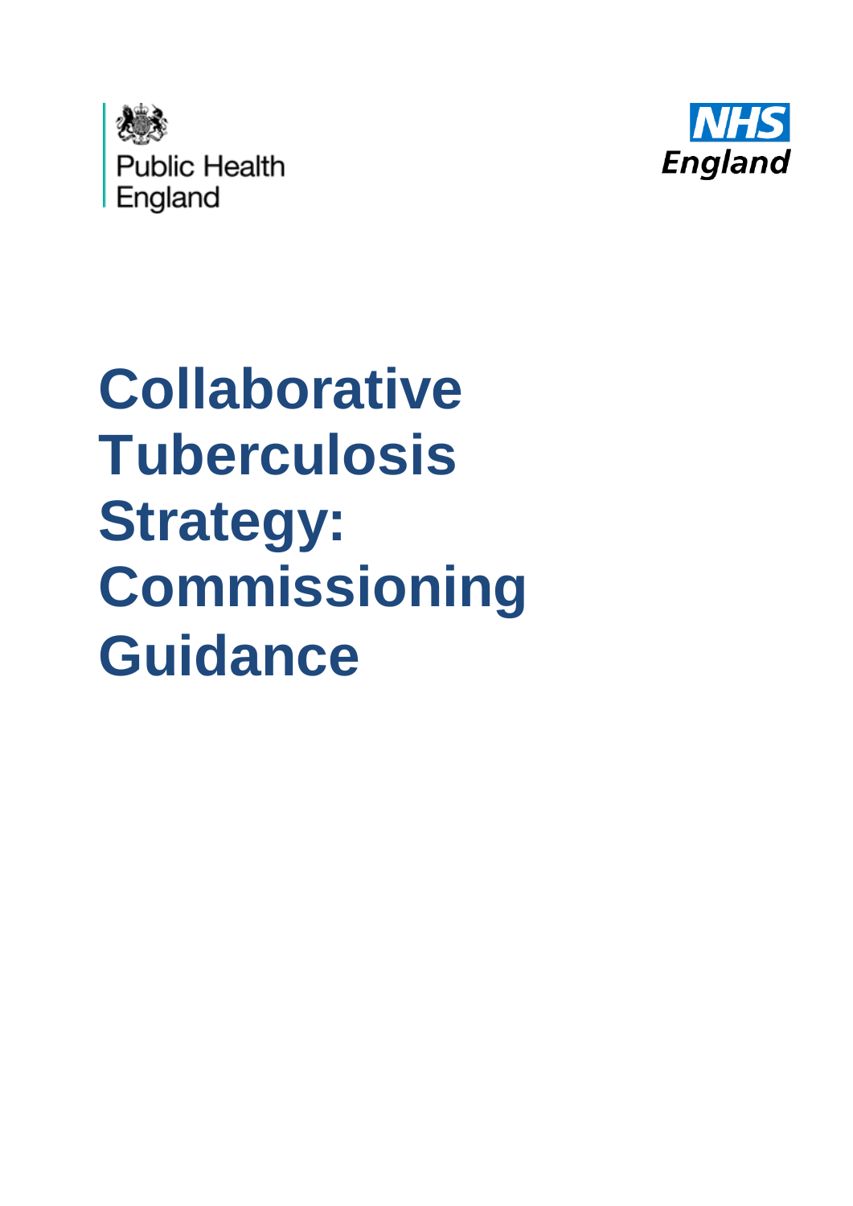Public Health England

NHS England

# Collaborative Tuberculosis Strategy: Commissioning Guidance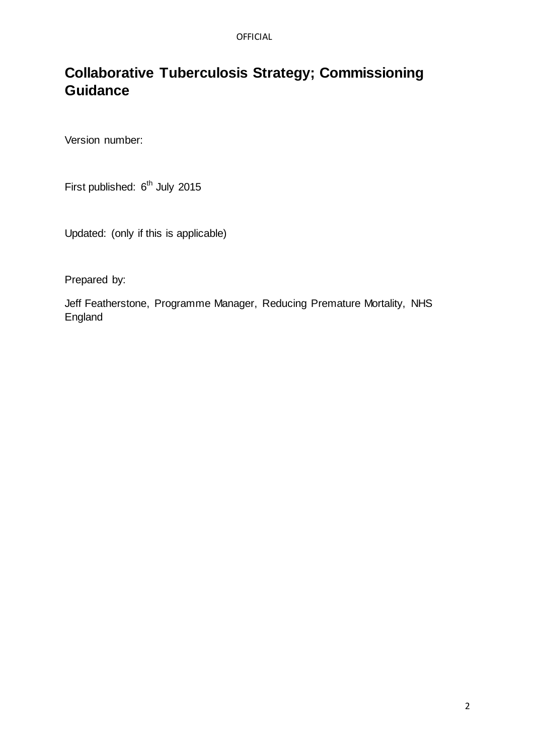# Collaborative Tuberculosis Strategy; Commissioning Guidance

Version number:

First published: 6th July 2015

Updated: (only if this is applicable)

Prepared by:

Jeff Featherstone, Programme Manager, Reducing Premature Mortality, NHS England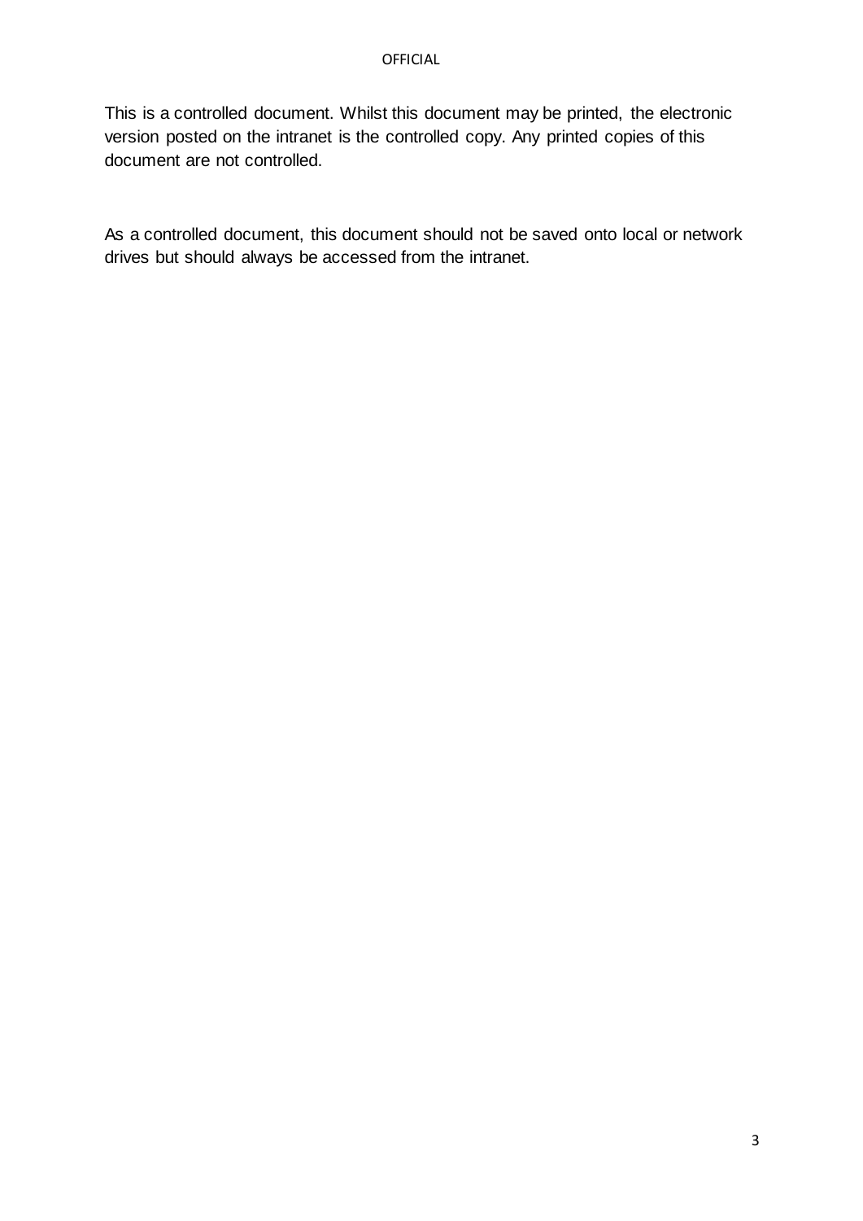This is a controlled document. Whilst this document may be printed, the electronic version posted on the intranet is the controlled copy. Any printed copies of this document are not controlled.

As a controlled document, this document should not be saved onto local or network drives but should always be accessed from the intranet.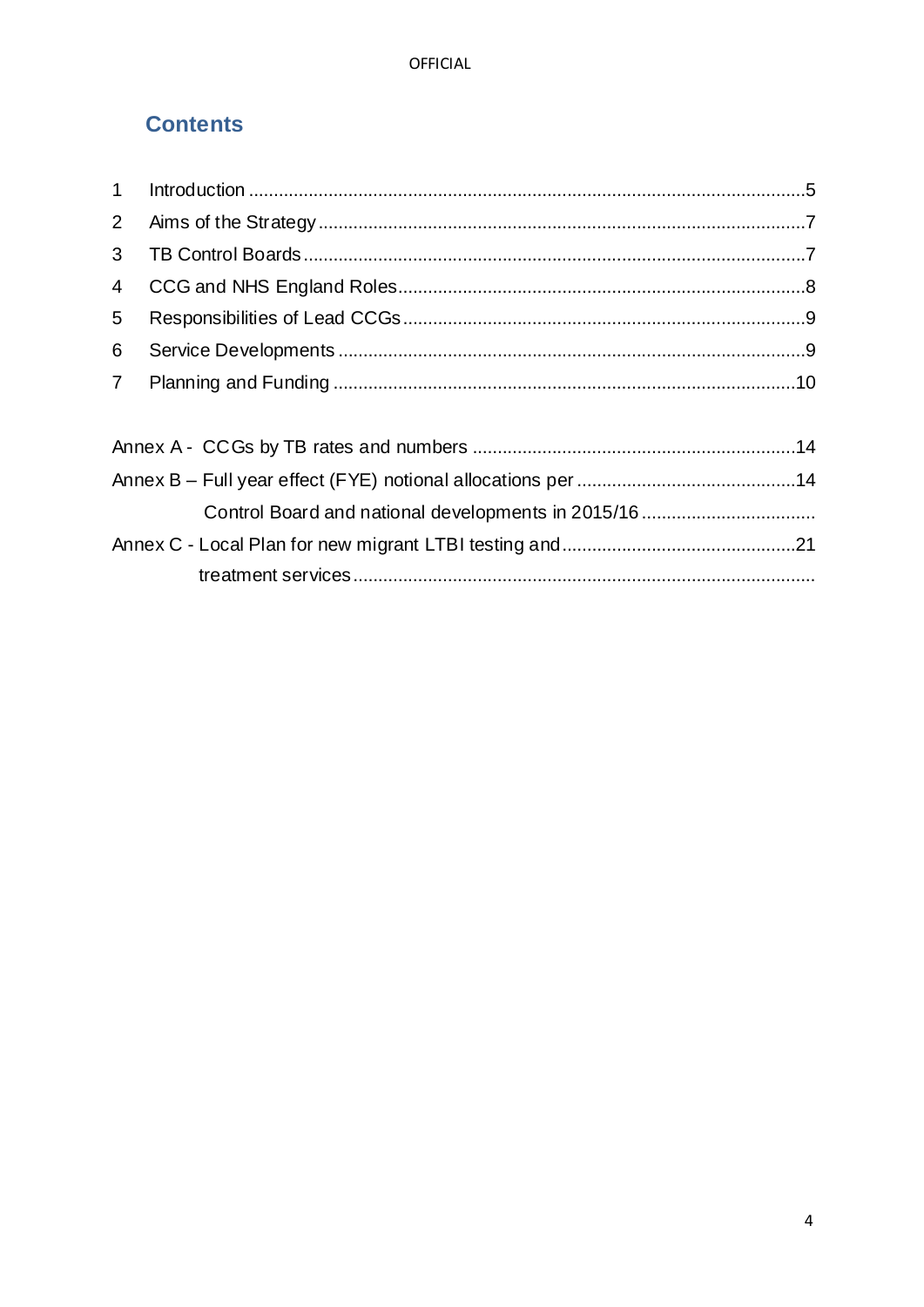## Contents

1 Introduction ..........5

2 Aims of the Strategy ..........7

3 TB Control Boards ..........7

4 CCG and NHS England Roles ..........8

5 Responsibilities of Lead CCGs ..........9

6 Service Developments ..........9

7 Planning and Funding ..........10

Annex A - CCGs by TB rates and numbers ..........14

Annex B – Full year effect (FYE) notional allocations per Control Board and national developments in 2015/16 ..........14

Annex C - Local Plan for new migrant LTBI testing and treatment services ..........21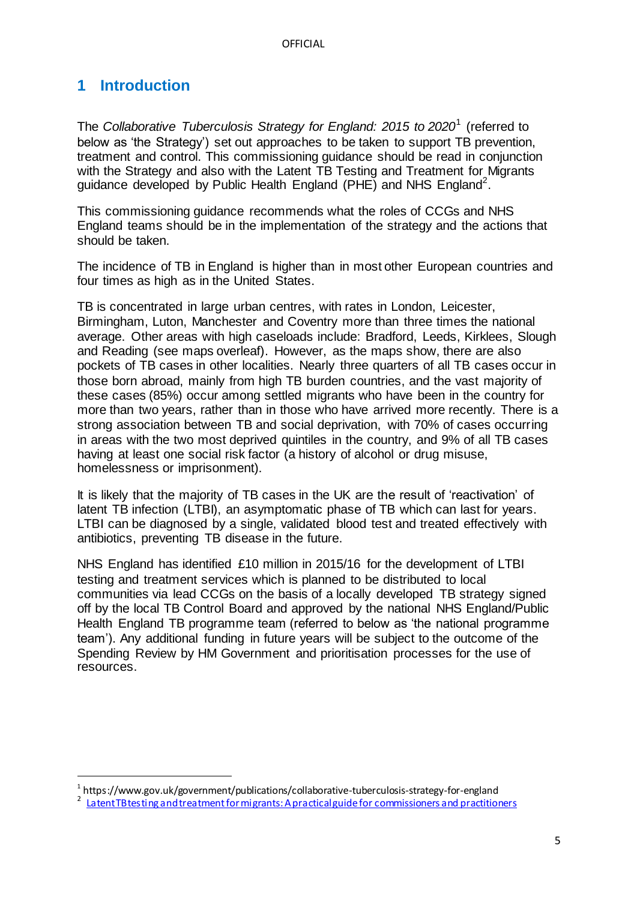# 1 Introduction

The *Collaborative Tuberculosis Strategy for England: 2015 to 2020*[1] (referred to below as 'the Strategy') set out approaches to be taken to support TB prevention, treatment and control. This commissioning guidance should be read in conjunction with the Strategy and also with the Latent TB Testing and Treatment for Migrants guidance developed by Public Health England (PHE) and NHS England[2].

This commissioning guidance recommends what the roles of CCGs and NHS England teams should be in the implementation of the strategy and the actions that should be taken.

The incidence of TB in England is higher than in most other European countries and four times as high as in the United States.

TB is concentrated in large urban centres, with rates in London, Leicester, Birmingham, Luton, Manchester and Coventry more than three times the national average. Other areas with high caseloads include: Bradford, Leeds, Kirklees, Slough and Reading (see maps overleaf). However, as the maps show, there are also pockets of TB cases in other localities. Nearly three quarters of all TB cases occur in those born abroad, mainly from high TB burden countries, and the vast majority of these cases (85%) occur among settled migrants who have been in the country for more than two years, rather than in those who have arrived more recently. There is a strong association between TB and social deprivation, with 70% of cases occurring in areas with the two most deprived quintiles in the country, and 9% of all TB cases having at least one social risk factor (a history of alcohol or drug misuse, homelessness or imprisonment).

It is likely that the majority of TB cases in the UK are the result of 'reactivation' of latent TB infection (LTBI), an asymptomatic phase of TB which can last for years. LTBI can be diagnosed by a single, validated blood test and treated effectively with antibiotics, preventing TB disease in the future.

NHS England has identified £10 million in 2015/16 for the development of LTBI testing and treatment services which is planned to be distributed to local communities via lead CCGs on the basis of a locally developed TB strategy signed off by the local TB Control Board and approved by the national NHS England/Public Health England TB programme team (referred to below as 'the national programme team'). Any additional funding in future years will be subject to the outcome of the Spending Review by HM Government and prioritisation processes for the use of resources.

---

[1] https://www.gov.uk/government/publications/collaborative-tuberculosis-strategy-for-england

[2] Latent TB testing and treatment for migrants: A practical guide for commissioners and practitioners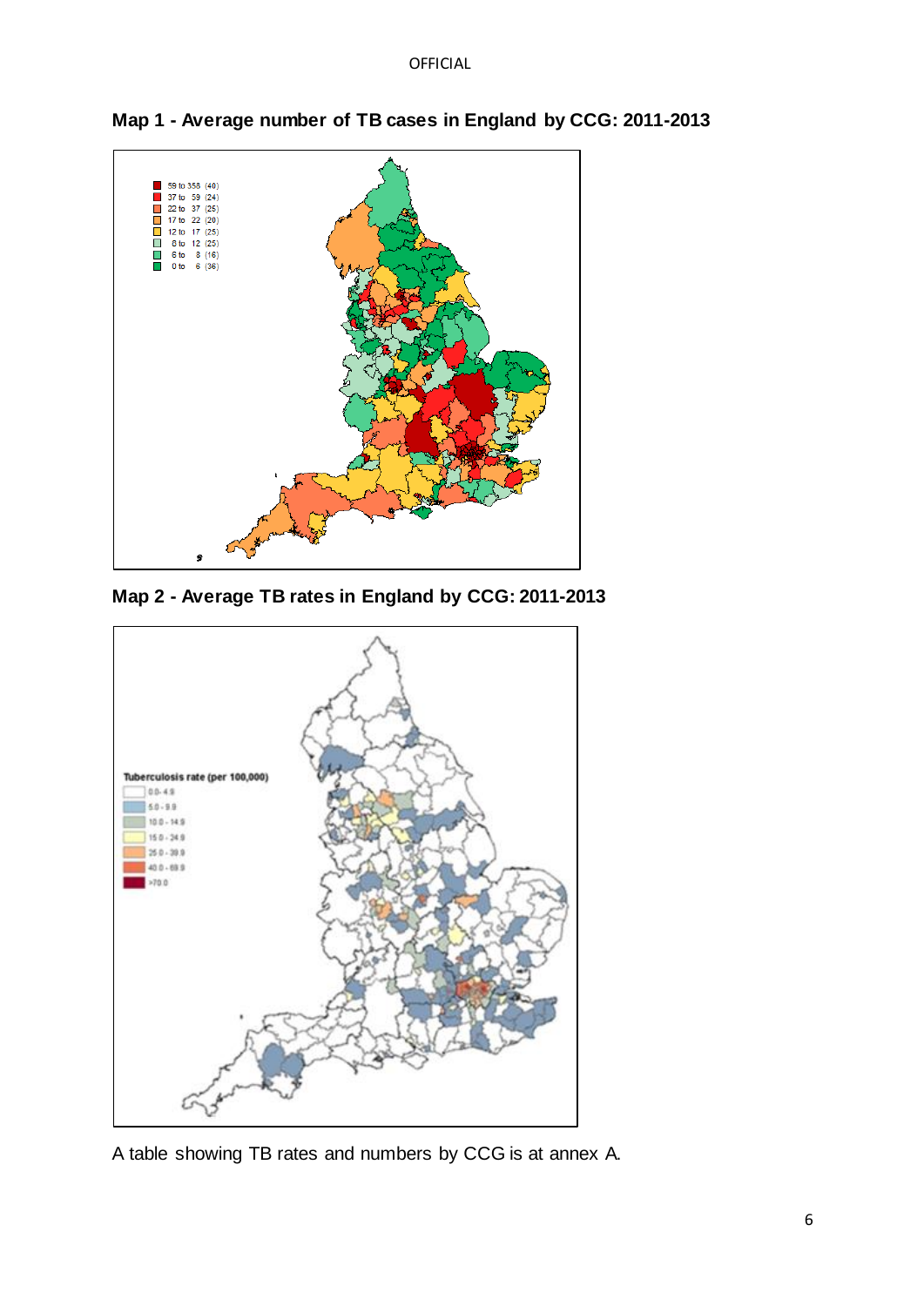**Map 1 - Average number of TB cases in England by CCG: 2011-2013**

**Map 2 - Average TB rates in England by CCG: 2011-2013**

A table showing TB rates and numbers by CCG is at annex A.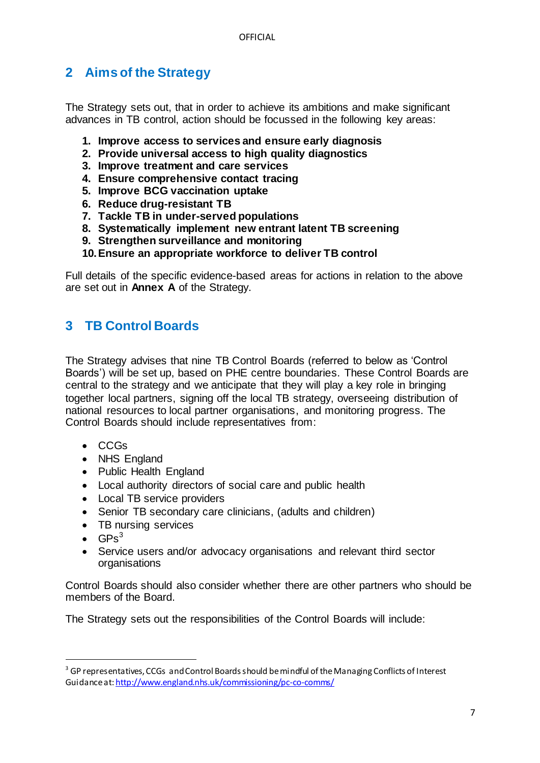## 2 Aims of the Strategy

The Strategy sets out, that in order to achieve its ambitions and make significant advances in TB control, action should be focussed in the following key areas:

1. **Improve access to services and ensure early diagnosis**
2. **Provide universal access to high quality diagnostics**
3. **Improve treatment and care services**
4. **Ensure comprehensive contact tracing**
5. **Improve BCG vaccination uptake**
6. **Reduce drug-resistant TB**
7. **Tackle TB in under-served populations**
8. **Systematically implement new entrant latent TB screening**
9. **Strengthen surveillance and monitoring**
10. **Ensure an appropriate workforce to deliver TB control**

Full details of the specific evidence-based areas for actions in relation to the above are set out in **Annex A** of the Strategy.

## 3 TB Control Boards

The Strategy advises that nine TB Control Boards (referred to below as 'Control Boards') will be set up, based on PHE centre boundaries. These Control Boards are central to the strategy and we anticipate that they will play a key role in bringing together local partners, signing off the local TB strategy, overseeing distribution of national resources to local partner organisations, and monitoring progress. The Control Boards should include representatives from:

- CCGs
- NHS England
- Public Health England
- Local authority directors of social care and public health
- Local TB service providers
- Senior TB secondary care clinicians, (adults and children)
- TB nursing services
- GPs[3]
- Service users and/or advocacy organisations and relevant third sector organisations

Control Boards should also consider whether there are other partners who should be members of the Board.

The Strategy sets out the responsibilities of the Control Boards will include:

---

[3] GP representatives, CCGs and Control Boards should be mindful of the Managing Conflicts of Interest Guidance at: http://www.england.nhs.uk/commissioning/pc-co-comms/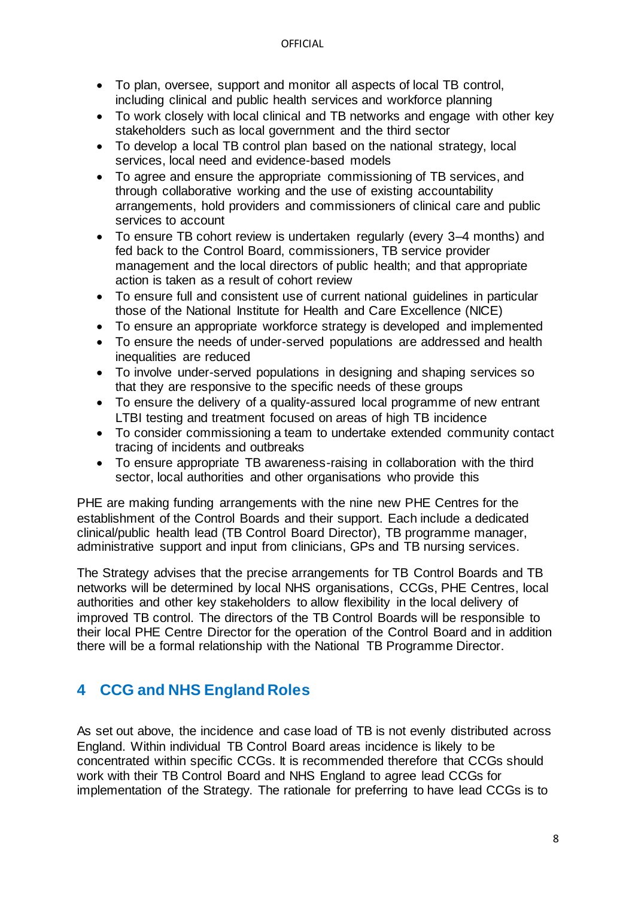- To plan, oversee, support and monitor all aspects of local TB control, including clinical and public health services and workforce planning
- To work closely with local clinical and TB networks and engage with other key stakeholders such as local government and the third sector
- To develop a local TB control plan based on the national strategy, local services, local need and evidence-based models
- To agree and ensure the appropriate commissioning of TB services, and through collaborative working and the use of existing accountability arrangements, hold providers and commissioners of clinical care and public services to account
- To ensure TB cohort review is undertaken regularly (every 3–4 months) and fed back to the Control Board, commissioners, TB service provider management and the local directors of public health; and that appropriate action is taken as a result of cohort review
- To ensure full and consistent use of current national guidelines in particular those of the National Institute for Health and Care Excellence (NICE)
- To ensure an appropriate workforce strategy is developed and implemented
- To ensure the needs of under-served populations are addressed and health inequalities are reduced
- To involve under-served populations in designing and shaping services so that they are responsive to the specific needs of these groups
- To ensure the delivery of a quality-assured local programme of new entrant LTBI testing and treatment focused on areas of high TB incidence
- To consider commissioning a team to undertake extended community contact tracing of incidents and outbreaks
- To ensure appropriate TB awareness-raising in collaboration with the third sector, local authorities and other organisations who provide this

PHE are making funding arrangements with the nine new PHE Centres for the establishment of the Control Boards and their support. Each include a dedicated clinical/public health lead (TB Control Board Director), TB programme manager, administrative support and input from clinicians, GPs and TB nursing services.

The Strategy advises that the precise arrangements for TB Control Boards and TB networks will be determined by local NHS organisations, CCGs, PHE Centres, local authorities and other key stakeholders to allow flexibility in the local delivery of improved TB control. The directors of the TB Control Boards will be responsible to their local PHE Centre Director for the operation of the Control Board and in addition there will be a formal relationship with the National TB Programme Director.

## 4 CCG and NHS England Roles

As set out above, the incidence and case load of TB is not evenly distributed across England. Within individual TB Control Board areas incidence is likely to be concentrated within specific CCGs. It is recommended therefore that CCGs should work with their TB Control Board and NHS England to agree lead CCGs for implementation of the Strategy. The rationale for preferring to have lead CCGs is to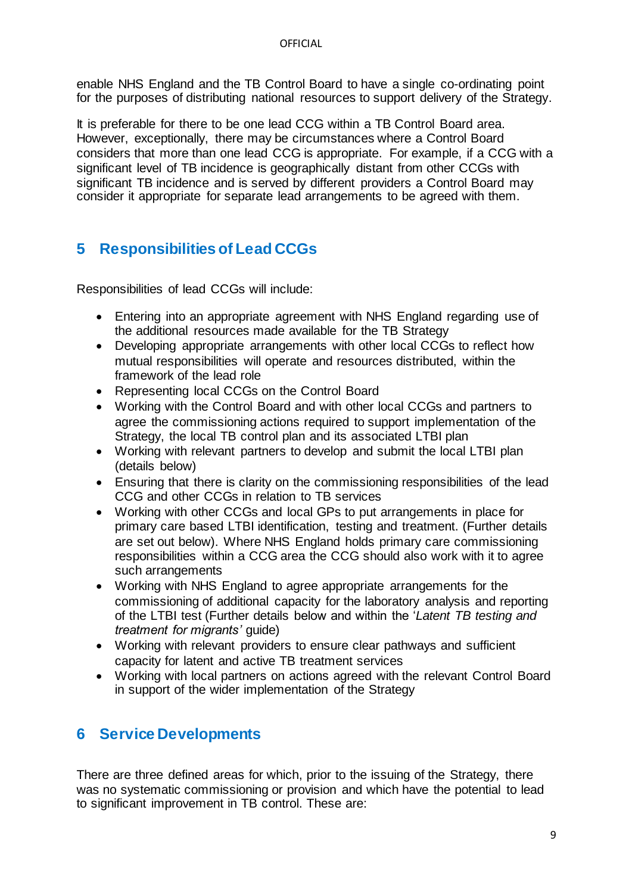enable NHS England and the TB Control Board to have a single co-ordinating point for the purposes of distributing national resources to support delivery of the Strategy.

It is preferable for there to be one lead CCG within a TB Control Board area. However, exceptionally, there may be circumstances where a Control Board considers that more than one lead CCG is appropriate. For example, if a CCG with a significant level of TB incidence is geographically distant from other CCGs with significant TB incidence and is served by different providers a Control Board may consider it appropriate for separate lead arrangements to be agreed with them.

## 5 Responsibilities of Lead CCGs

Responsibilities of lead CCGs will include:

- Entering into an appropriate agreement with NHS England regarding use of the additional resources made available for the TB Strategy
- Developing appropriate arrangements with other local CCGs to reflect how mutual responsibilities will operate and resources distributed, within the framework of the lead role
- Representing local CCGs on the Control Board
- Working with the Control Board and with other local CCGs and partners to agree the commissioning actions required to support implementation of the Strategy, the local TB control plan and its associated LTBI plan
- Working with relevant partners to develop and submit the local LTBI plan (details below)
- Ensuring that there is clarity on the commissioning responsibilities of the lead CCG and other CCGs in relation to TB services
- Working with other CCGs and local GPs to put arrangements in place for primary care based LTBI identification, testing and treatment. (Further details are set out below). Where NHS England holds primary care commissioning responsibilities within a CCG area the CCG should also work with it to agree such arrangements
- Working with NHS England to agree appropriate arrangements for the commissioning of additional capacity for the laboratory analysis and reporting of the LTBI test (Further details below and within the '*Latent TB testing and treatment for migrants'* guide)
- Working with relevant providers to ensure clear pathways and sufficient capacity for latent and active TB treatment services
- Working with local partners on actions agreed with the relevant Control Board in support of the wider implementation of the Strategy

## 6 Service Developments

There are three defined areas for which, prior to the issuing of the Strategy, there was no systematic commissioning or provision and which have the potential to lead to significant improvement in TB control. These are: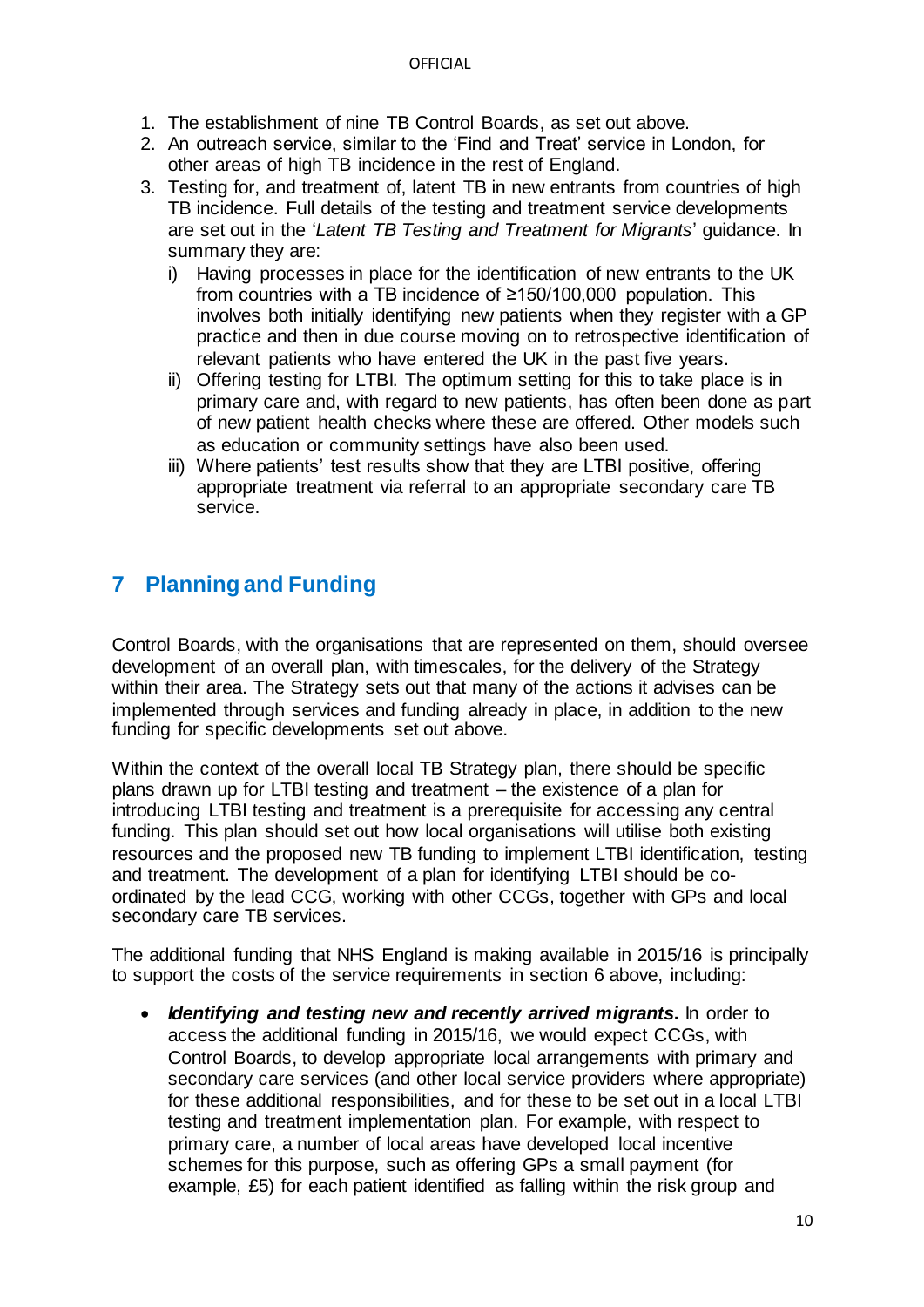1. The establishment of nine TB Control Boards, as set out above.
2. An outreach service, similar to the 'Find and Treat' service in London, for other areas of high TB incidence in the rest of England.
3. Testing for, and treatment of, latent TB in new entrants from countries of high TB incidence. Full details of the testing and treatment service developments are set out in the '*Latent TB Testing and Treatment for Migrants*' guidance. In summary they are:
   i) Having processes in place for the identification of new entrants to the UK from countries with a TB incidence of ≥150/100,000 population. This involves both initially identifying new patients when they register with a GP practice and then in due course moving on to retrospective identification of relevant patients who have entered the UK in the past five years.
   ii) Offering testing for LTBI. The optimum setting for this to take place is in primary care and, with regard to new patients, has often been done as part of new patient health checks where these are offered. Other models such as education or community settings have also been used.
   iii) Where patients' test results show that they are LTBI positive, offering appropriate treatment via referral to an appropriate secondary care TB service.

## 7 Planning and Funding

Control Boards, with the organisations that are represented on them, should oversee development of an overall plan, with timescales, for the delivery of the Strategy within their area. The Strategy sets out that many of the actions it advises can be implemented through services and funding already in place, in addition to the new funding for specific developments set out above.

Within the context of the overall local TB Strategy plan, there should be specific plans drawn up for LTBI testing and treatment – the existence of a plan for introducing LTBI testing and treatment is a prerequisite for accessing any central funding. This plan should set out how local organisations will utilise both existing resources and the proposed new TB funding to implement LTBI identification, testing and treatment. The development of a plan for identifying LTBI should be co-ordinated by the lead CCG, working with other CCGs, together with GPs and local secondary care TB services.

The additional funding that NHS England is making available in 2015/16 is principally to support the costs of the service requirements in section 6 above, including:

- ***Identifying and testing new and recently arrived migrants*.** In order to access the additional funding in 2015/16, we would expect CCGs, with Control Boards, to develop appropriate local arrangements with primary and secondary care services (and other local service providers where appropriate) for these additional responsibilities, and for these to be set out in a local LTBI testing and treatment implementation plan. For example, with respect to primary care, a number of local areas have developed local incentive schemes for this purpose, such as offering GPs a small payment (for example, £5) for each patient identified as falling within the risk group and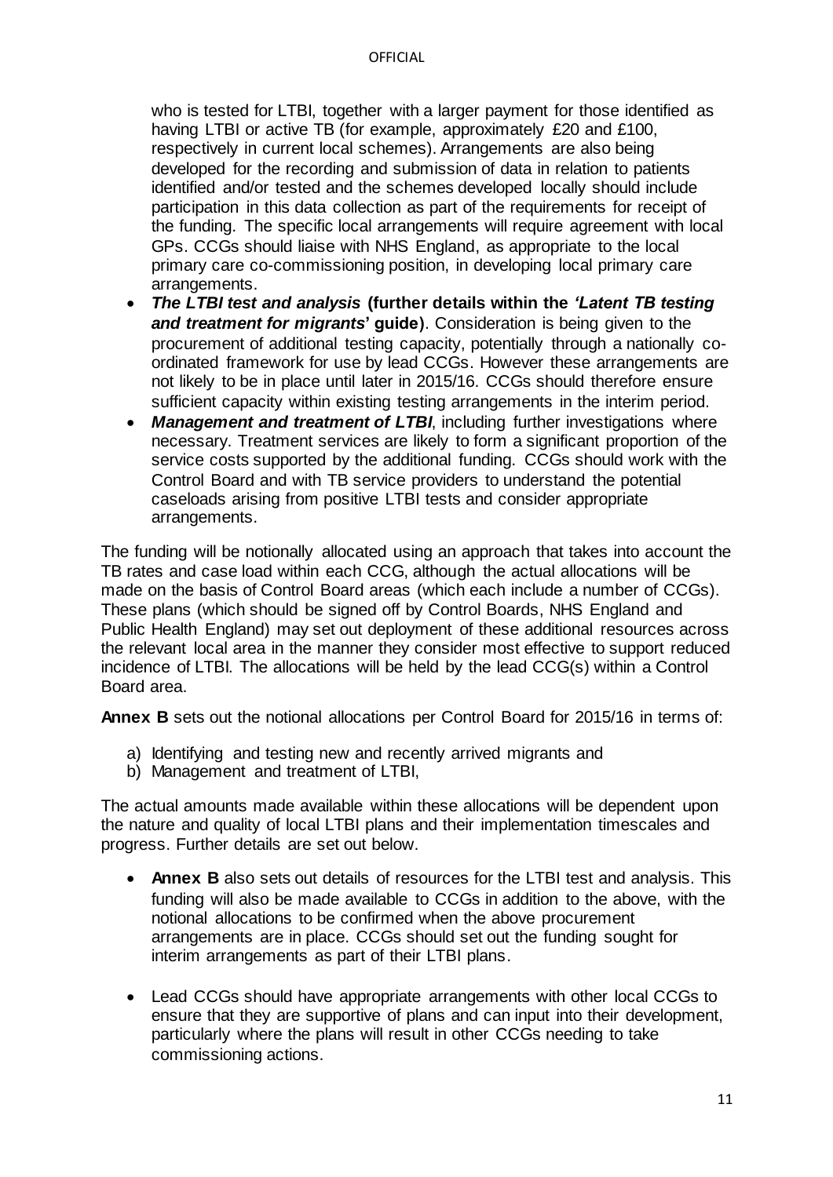who is tested for LTBI, together with a larger payment for those identified as having LTBI or active TB (for example, approximately £20 and £100, respectively in current local schemes). Arrangements are also being developed for the recording and submission of data in relation to patients identified and/or tested and the schemes developed locally should include participation in this data collection as part of the requirements for receipt of the funding. The specific local arrangements will require agreement with local GPs. CCGs should liaise with NHS England, as appropriate to the local primary care co-commissioning position, in developing local primary care arrangements.

- ***The LTBI test and analysis* (further details within the *'Latent TB testing and treatment for migrants'* guide)**. Consideration is being given to the procurement of additional testing capacity, potentially through a nationally co-ordinated framework for use by lead CCGs. However these arrangements are not likely to be in place until later in 2015/16. CCGs should therefore ensure sufficient capacity within existing testing arrangements in the interim period.
- ***Management and treatment of LTBI***, including further investigations where necessary. Treatment services are likely to form a significant proportion of the service costs supported by the additional funding. CCGs should work with the Control Board and with TB service providers to understand the potential caseloads arising from positive LTBI tests and consider appropriate arrangements.

The funding will be notionally allocated using an approach that takes into account the TB rates and case load within each CCG, although the actual allocations will be made on the basis of Control Board areas (which each include a number of CCGs). These plans (which should be signed off by Control Boards, NHS England and Public Health England) may set out deployment of these additional resources across the relevant local area in the manner they consider most effective to support reduced incidence of LTBI. The allocations will be held by the lead CCG(s) within a Control Board area.

**Annex B** sets out the notional allocations per Control Board for 2015/16 in terms of:

a) Identifying and testing new and recently arrived migrants and
b) Management and treatment of LTBI,

The actual amounts made available within these allocations will be dependent upon the nature and quality of local LTBI plans and their implementation timescales and progress. Further details are set out below.

- **Annex B** also sets out details of resources for the LTBI test and analysis. This funding will also be made available to CCGs in addition to the above, with the notional allocations to be confirmed when the above procurement arrangements are in place. CCGs should set out the funding sought for interim arrangements as part of their LTBI plans.

- Lead CCGs should have appropriate arrangements with other local CCGs to ensure that they are supportive of plans and can input into their development, particularly where the plans will result in other CCGs needing to take commissioning actions.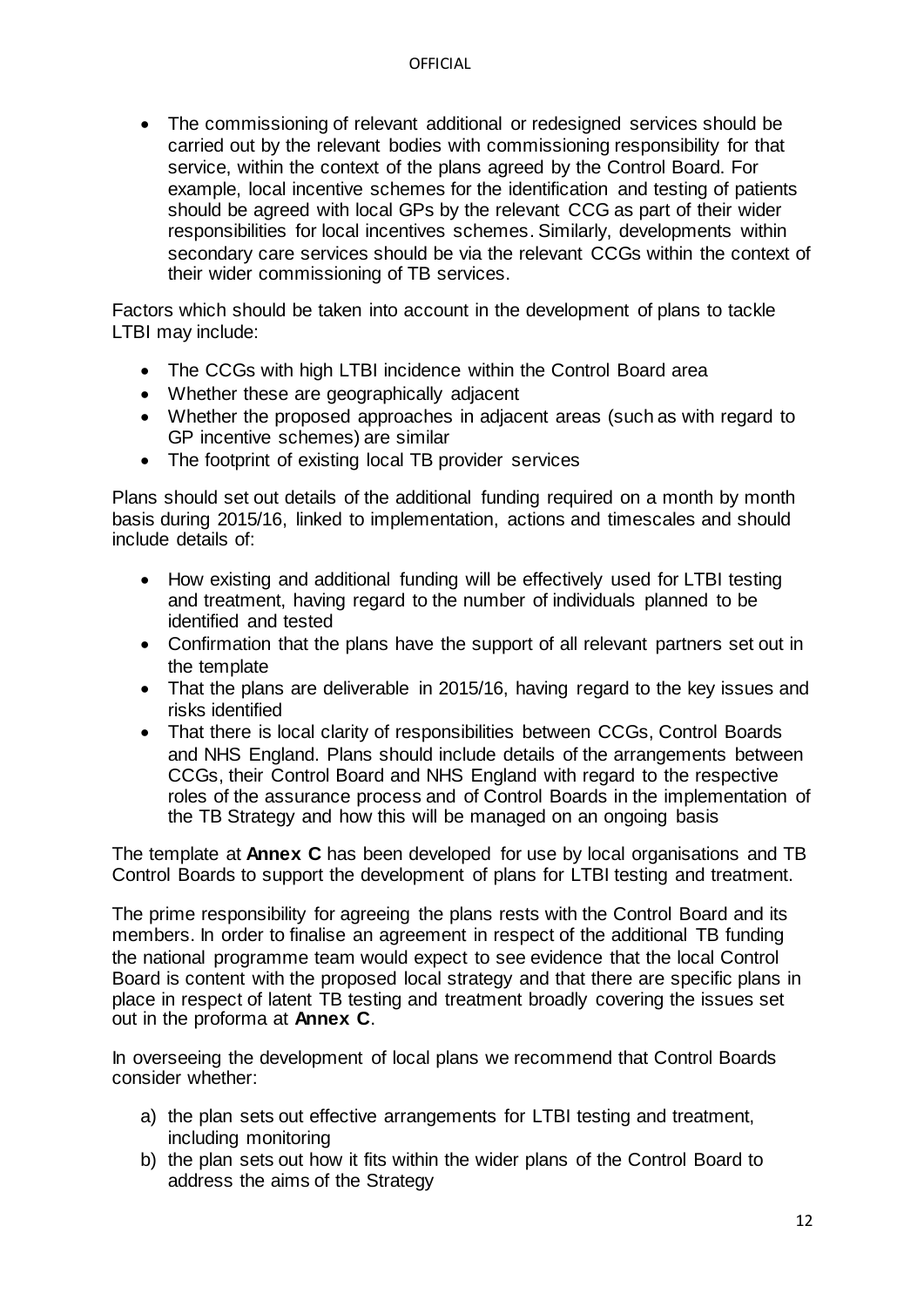- The commissioning of relevant additional or redesigned services should be carried out by the relevant bodies with commissioning responsibility for that service, within the context of the plans agreed by the Control Board. For example, local incentive schemes for the identification and testing of patients should be agreed with local GPs by the relevant CCG as part of their wider responsibilities for local incentives schemes. Similarly, developments within secondary care services should be via the relevant CCGs within the context of their wider commissioning of TB services.

Factors which should be taken into account in the development of plans to tackle LTBI may include:

- The CCGs with high LTBI incidence within the Control Board area
- Whether these are geographically adjacent
- Whether the proposed approaches in adjacent areas (such as with regard to GP incentive schemes) are similar
- The footprint of existing local TB provider services

Plans should set out details of the additional funding required on a month by month basis during 2015/16, linked to implementation, actions and timescales and should include details of:

- How existing and additional funding will be effectively used for LTBI testing and treatment, having regard to the number of individuals planned to be identified and tested
- Confirmation that the plans have the support of all relevant partners set out in the template
- That the plans are deliverable in 2015/16, having regard to the key issues and risks identified
- That there is local clarity of responsibilities between CCGs, Control Boards and NHS England. Plans should include details of the arrangements between CCGs, their Control Board and NHS England with regard to the respective roles of the assurance process and of Control Boards in the implementation of the TB Strategy and how this will be managed on an ongoing basis

The template at **Annex C** has been developed for use by local organisations and TB Control Boards to support the development of plans for LTBI testing and treatment.

The prime responsibility for agreeing the plans rests with the Control Board and its members. In order to finalise an agreement in respect of the additional TB funding the national programme team would expect to see evidence that the local Control Board is content with the proposed local strategy and that there are specific plans in place in respect of latent TB testing and treatment broadly covering the issues set out in the proforma at **Annex C**.

In overseeing the development of local plans we recommend that Control Boards consider whether:

a) the plan sets out effective arrangements for LTBI testing and treatment, including monitoring
b) the plan sets out how it fits within the wider plans of the Control Board to address the aims of the Strategy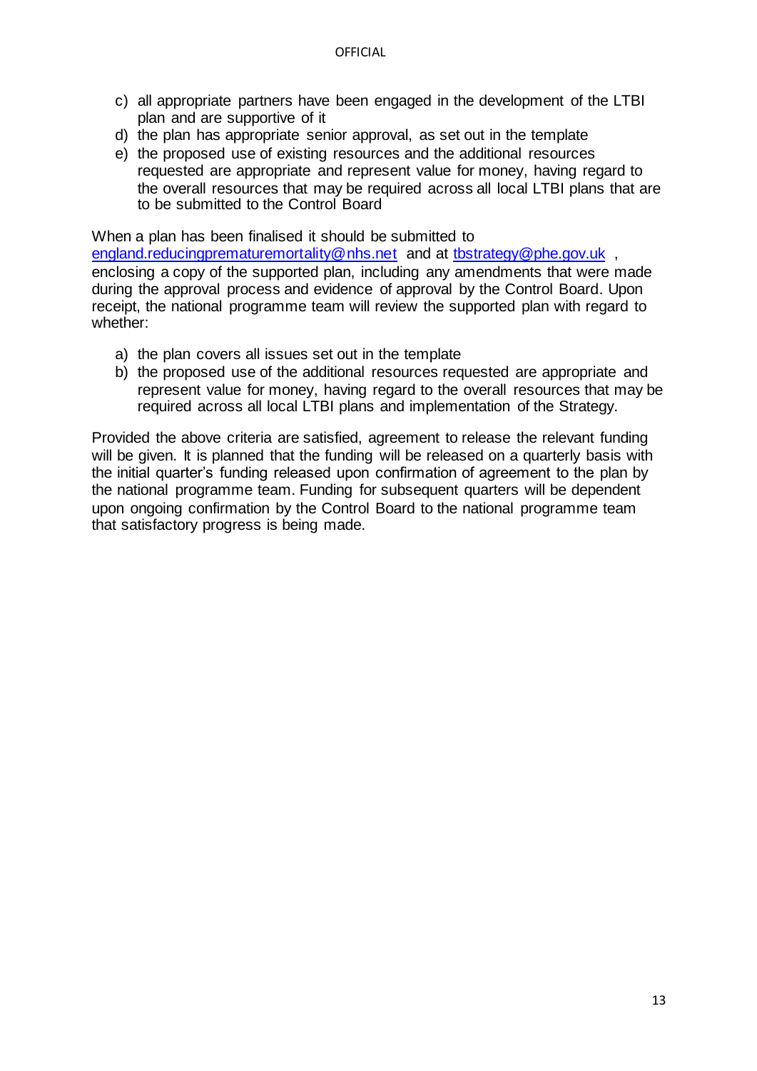c) all appropriate partners have been engaged in the development of the LTBI plan and are supportive of it
d) the plan has appropriate senior approval, as set out in the template
e) the proposed use of existing resources and the additional resources requested are appropriate and represent value for money, having regard to the overall resources that may be required across all local LTBI plans that are to be submitted to the Control Board

When a plan has been finalised it should be submitted to england.reducingprematuremortality@nhs.net and at tbstrategy@phe.gov.uk , enclosing a copy of the supported plan, including any amendments that were made during the approval process and evidence of approval by the Control Board. Upon receipt, the national programme team will review the supported plan with regard to whether:

a) the plan covers all issues set out in the template
b) the proposed use of the additional resources requested are appropriate and represent value for money, having regard to the overall resources that may be required across all local LTBI plans and implementation of the Strategy.

Provided the above criteria are satisfied, agreement to release the relevant funding will be given. It is planned that the funding will be released on a quarterly basis with the initial quarter's funding released upon confirmation of agreement to the plan by the national programme team. Funding for subsequent quarters will be dependent upon ongoing confirmation by the Control Board to the national programme team that satisfactory progress is being made.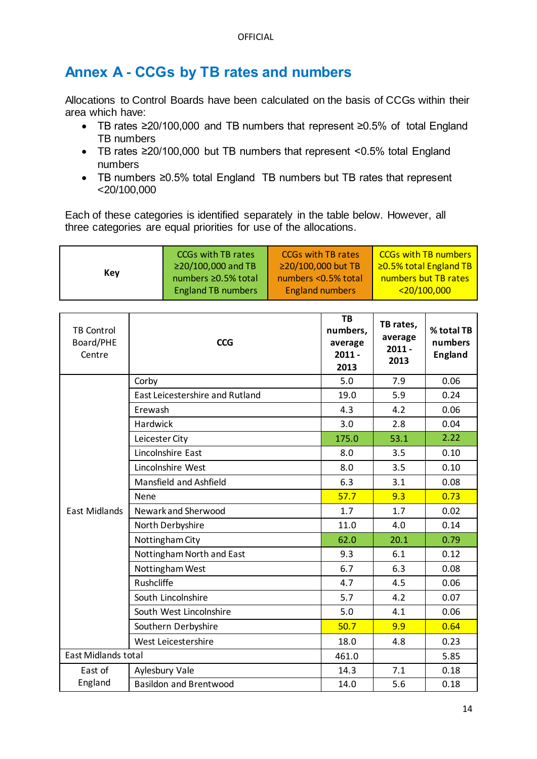OFFICIAL

# Annex A - CCGs by TB rates and numbers

Allocations to Control Boards have been calculated on the basis of CCGs within their area which have:

- TB rates ≥20/100,000 and TB numbers that represent ≥0.5% of total England TB numbers
- TB rates ≥20/100,000 but TB numbers that represent <0.5% total England numbers
- TB numbers ≥0.5% total England TB numbers but TB rates that represent <20/100,000

Each of these categories is identified separately in the table below. However, all three categories are equal priorities for use of the allocations.

| Key | CCGs with TB rates ≥20/100,000 and TB numbers ≥0.5% total England TB numbers | CCGs with TB rates ≥20/100,000 but TB numbers <0.5% total England numbers | CCGs with TB numbers ≥0.5% total England TB numbers but TB rates <20/100,000 |
|---|---|---|---|

| TB Control Board/PHE Centre | CCG | TB numbers, average 2011 - 2013 | TB rates, average 2011 - 2013 | % total TB numbers England |
|---|---|---|---|---|
| East Midlands | Corby | 5.0 | 7.9 | 0.06 |
| | East Leicestershire and Rutland | 19.0 | 5.9 | 0.24 |
| | Erewash | 4.3 | 4.2 | 0.06 |
| | Hardwick | 3.0 | 2.8 | 0.04 |
| | Leicester City | 175.0 | 53.1 | 2.22 |
| | Lincolnshire East | 8.0 | 3.5 | 0.10 |
| | Lincolnshire West | 8.0 | 3.5 | 0.10 |
| | Mansfield and Ashfield | 6.3 | 3.1 | 0.08 |
| | Nene | 57.7 | 9.3 | 0.73 |
| | Newark and Sherwood | 1.7 | 1.7 | 0.02 |
| | North Derbyshire | 11.0 | 4.0 | 0.14 |
| | Nottingham City | 62.0 | 20.1 | 0.79 |
| | Nottingham North and East | 9.3 | 6.1 | 0.12 |
| | Nottingham West | 6.7 | 6.3 | 0.08 |
| | Rushcliffe | 4.7 | 4.5 | 0.06 |
| | South Lincolnshire | 5.7 | 4.2 | 0.07 |
| | South West Lincolnshire | 5.0 | 4.1 | 0.06 |
| | Southern Derbyshire | 50.7 | 9.9 | 0.64 |
| | West Leicestershire | 18.0 | 4.8 | 0.23 |
| East Midlands total | | 461.0 | | 5.85 |
| East of England | Aylesbury Vale | 14.3 | 7.1 | 0.18 |
| | Basildon and Brentwood | 14.0 | 5.6 | 0.18 |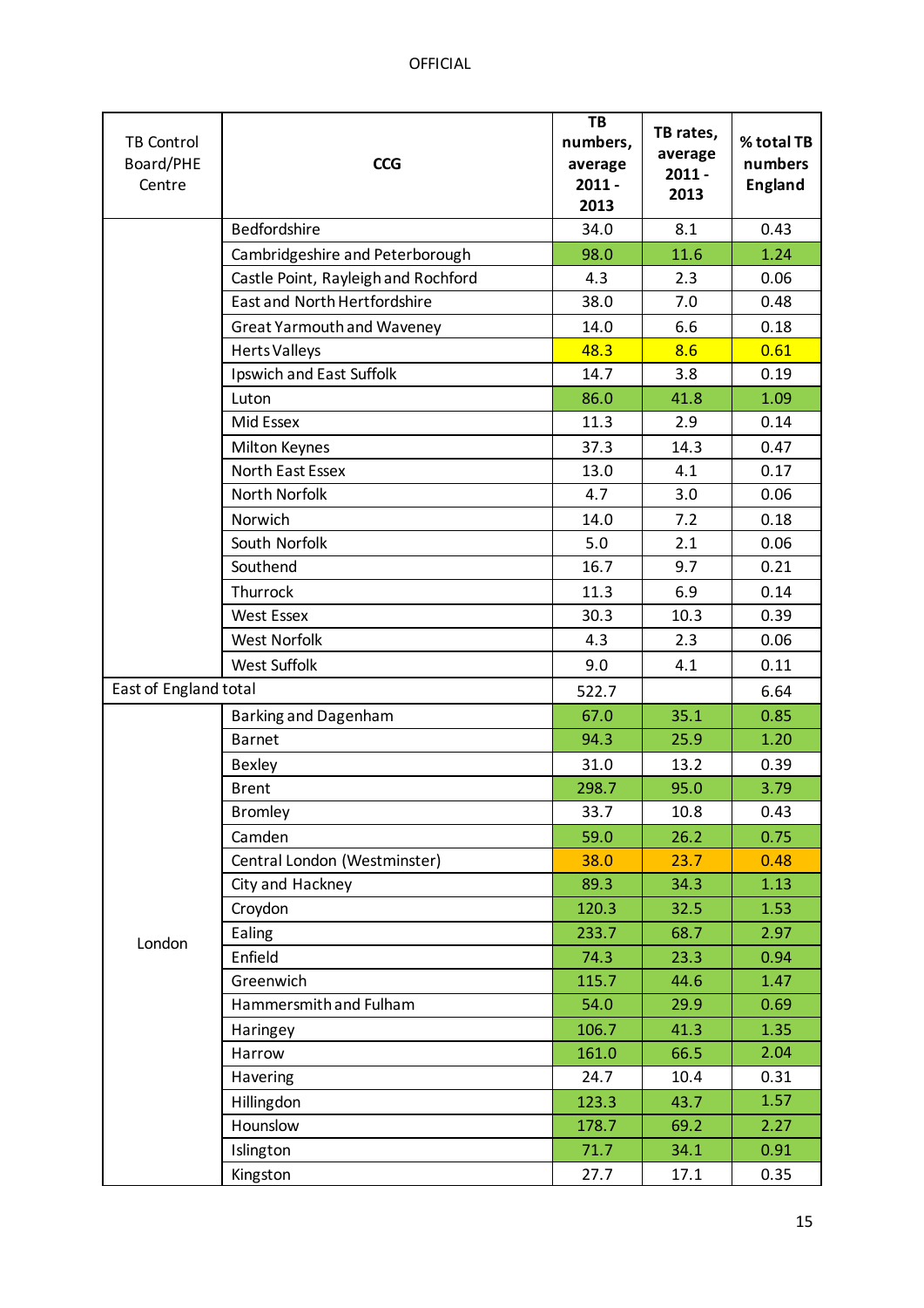| TB Control Board/PHE Centre | CCG | TB numbers, average 2011 - 2013 | TB rates, average 2011 - 2013 | % total TB numbers England |
|---|---|---|---|---|
| | Bedfordshire | 34.0 | 8.1 | 0.43 |
| | Cambridgeshire and Peterborough | 98.0 | 11.6 | 1.24 |
| | Castle Point, Rayleigh and Rochford | 4.3 | 2.3 | 0.06 |
| | East and North Hertfordshire | 38.0 | 7.0 | 0.48 |
| | Great Yarmouth and Waveney | 14.0 | 6.6 | 0.18 |
| | Herts Valleys | 48.3 | 8.6 | 0.61 |
| | Ipswich and East Suffolk | 14.7 | 3.8 | 0.19 |
| | Luton | 86.0 | 41.8 | 1.09 |
| | Mid Essex | 11.3 | 2.9 | 0.14 |
| | Milton Keynes | 37.3 | 14.3 | 0.47 |
| | North East Essex | 13.0 | 4.1 | 0.17 |
| | North Norfolk | 4.7 | 3.0 | 0.06 |
| | Norwich | 14.0 | 7.2 | 0.18 |
| | South Norfolk | 5.0 | 2.1 | 0.06 |
| | Southend | 16.7 | 9.7 | 0.21 |
| | Thurrock | 11.3 | 6.9 | 0.14 |
| | West Essex | 30.3 | 10.3 | 0.39 |
| | West Norfolk | 4.3 | 2.3 | 0.06 |
| | West Suffolk | 9.0 | 4.1 | 0.11 |
| East of England total | | 522.7 | | 6.64 |
| London | Barking and Dagenham | 67.0 | 35.1 | 0.85 |
| | Barnet | 94.3 | 25.9 | 1.20 |
| | Bexley | 31.0 | 13.2 | 0.39 |
| | Brent | 298.7 | 95.0 | 3.79 |
| | Bromley | 33.7 | 10.8 | 0.43 |
| | Camden | 59.0 | 26.2 | 0.75 |
| | Central London (Westminster) | 38.0 | 23.7 | 0.48 |
| | City and Hackney | 89.3 | 34.3 | 1.13 |
| | Croydon | 120.3 | 32.5 | 1.53 |
| | Ealing | 233.7 | 68.7 | 2.97 |
| | Enfield | 74.3 | 23.3 | 0.94 |
| | Greenwich | 115.7 | 44.6 | 1.47 |
| | Hammersmith and Fulham | 54.0 | 29.9 | 0.69 |
| | Haringey | 106.7 | 41.3 | 1.35 |
| | Harrow | 161.0 | 66.5 | 2.04 |
| | Havering | 24.7 | 10.4 | 0.31 |
| | Hillingdon | 123.3 | 43.7 | 1.57 |
| | Hounslow | 178.7 | 69.2 | 2.27 |
| | Islington | 71.7 | 34.1 | 0.91 |
| | Kingston | 27.7 | 17.1 | 0.35 |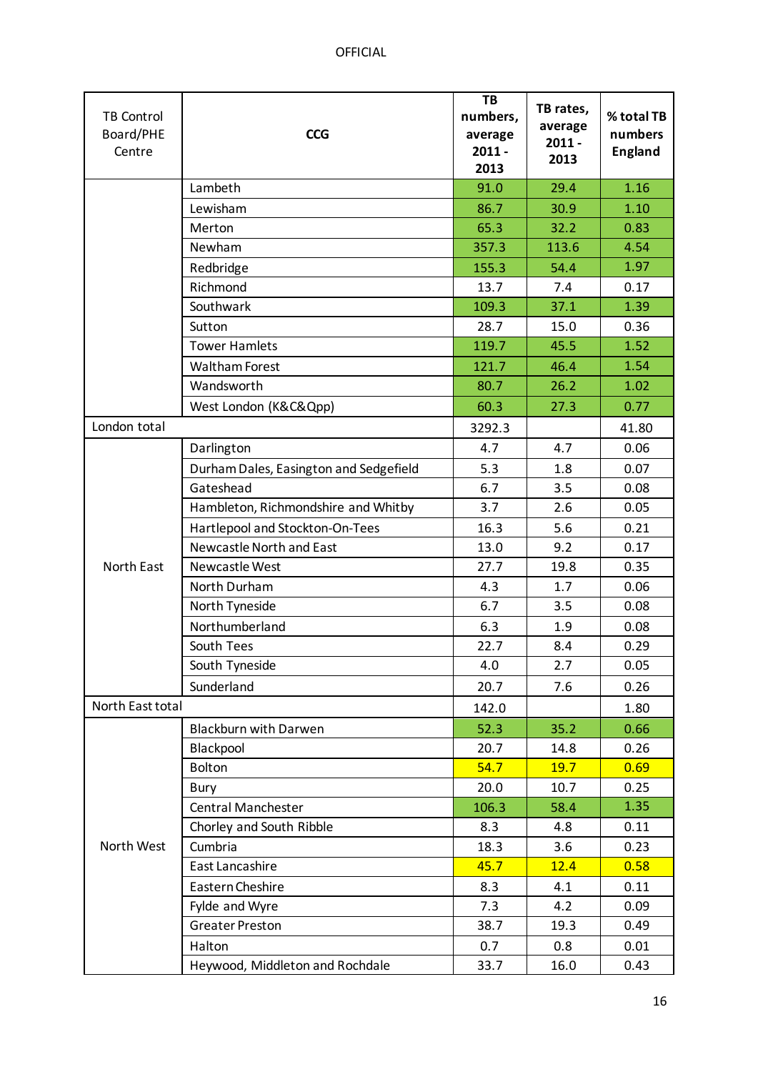| TB Control Board/PHE Centre | CCG | TB numbers, average 2011 - 2013 | TB rates, average 2011 - 2013 | % total TB numbers England |
|---|---|---|---|---|
| | Lambeth | 91.0 | 29.4 | 1.16 |
| | Lewisham | 86.7 | 30.9 | 1.10 |
| | Merton | 65.3 | 32.2 | 0.83 |
| | Newham | 357.3 | 113.6 | 4.54 |
| | Redbridge | 155.3 | 54.4 | 1.97 |
| | Richmond | 13.7 | 7.4 | 0.17 |
| | Southwark | 109.3 | 37.1 | 1.39 |
| | Sutton | 28.7 | 15.0 | 0.36 |
| | Tower Hamlets | 119.7 | 45.5 | 1.52 |
| | Waltham Forest | 121.7 | 46.4 | 1.54 |
| | Wandsworth | 80.7 | 26.2 | 1.02 |
| | West London (K&C&Qpp) | 60.3 | 27.3 | 0.77 |
| London total | | 3292.3 | | 41.80 |
| North East | Darlington | 4.7 | 4.7 | 0.06 |
| | Durham Dales, Easington and Sedgefield | 5.3 | 1.8 | 0.07 |
| | Gateshead | 6.7 | 3.5 | 0.08 |
| | Hambleton, Richmondshire and Whitby | 3.7 | 2.6 | 0.05 |
| | Hartlepool and Stockton-On-Tees | 16.3 | 5.6 | 0.21 |
| | Newcastle North and East | 13.0 | 9.2 | 0.17 |
| | Newcastle West | 27.7 | 19.8 | 0.35 |
| | North Durham | 4.3 | 1.7 | 0.06 |
| | North Tyneside | 6.7 | 3.5 | 0.08 |
| | Northumberland | 6.3 | 1.9 | 0.08 |
| | South Tees | 22.7 | 8.4 | 0.29 |
| | South Tyneside | 4.0 | 2.7 | 0.05 |
| | Sunderland | 20.7 | 7.6 | 0.26 |
| North East total | | 142.0 | | 1.80 |
| North West | Blackburn with Darwen | 52.3 | 35.2 | 0.66 |
| | Blackpool | 20.7 | 14.8 | 0.26 |
| | Bolton | 54.7 | 19.7 | 0.69 |
| | Bury | 20.0 | 10.7 | 0.25 |
| | Central Manchester | 106.3 | 58.4 | 1.35 |
| | Chorley and South Ribble | 8.3 | 4.8 | 0.11 |
| | Cumbria | 18.3 | 3.6 | 0.23 |
| | East Lancashire | 45.7 | 12.4 | 0.58 |
| | Eastern Cheshire | 8.3 | 4.1 | 0.11 |
| | Fylde and Wyre | 7.3 | 4.2 | 0.09 |
| | Greater Preston | 38.7 | 19.3 | 0.49 |
| | Halton | 0.7 | 0.8 | 0.01 |
| | Heywood, Middleton and Rochdale | 33.7 | 16.0 | 0.43 |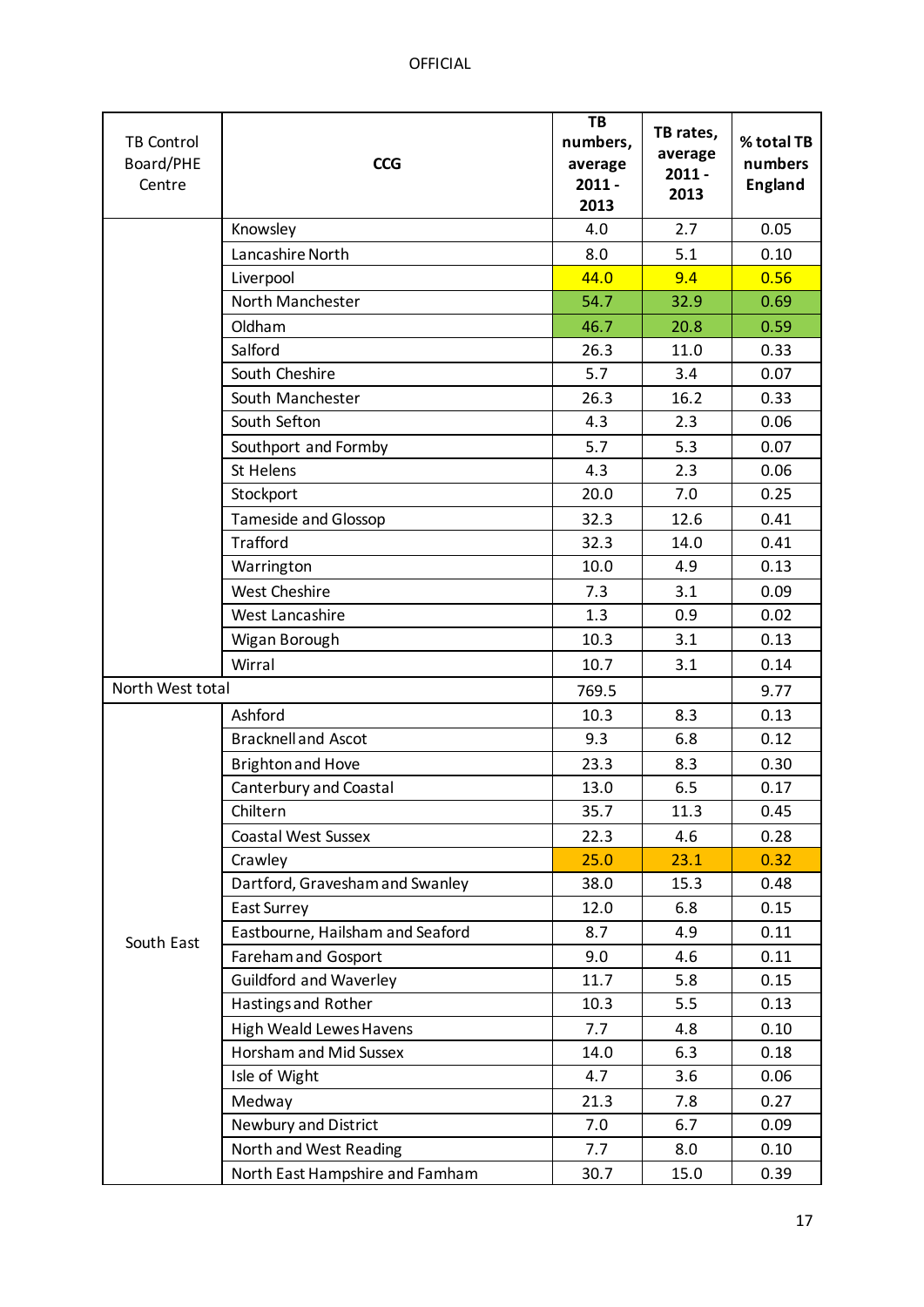| TB Control Board/PHE Centre | CCG | TB numbers, average 2011 - 2013 | TB rates, average 2011 - 2013 | % total TB numbers England |
|---|---|---|---|---|
| | Knowsley | 4.0 | 2.7 | 0.05 |
| | Lancashire North | 8.0 | 5.1 | 0.10 |
| | Liverpool | 44.0 | 9.4 | 0.56 |
| | North Manchester | 54.7 | 32.9 | 0.69 |
| | Oldham | 46.7 | 20.8 | 0.59 |
| | Salford | 26.3 | 11.0 | 0.33 |
| | South Cheshire | 5.7 | 3.4 | 0.07 |
| | South Manchester | 26.3 | 16.2 | 0.33 |
| | South Sefton | 4.3 | 2.3 | 0.06 |
| | Southport and Formby | 5.7 | 5.3 | 0.07 |
| | St Helens | 4.3 | 2.3 | 0.06 |
| | Stockport | 20.0 | 7.0 | 0.25 |
| | Tameside and Glossop | 32.3 | 12.6 | 0.41 |
| | Trafford | 32.3 | 14.0 | 0.41 |
| | Warrington | 10.0 | 4.9 | 0.13 |
| | West Cheshire | 7.3 | 3.1 | 0.09 |
| | West Lancashire | 1.3 | 0.9 | 0.02 |
| | Wigan Borough | 10.3 | 3.1 | 0.13 |
| | Wirral | 10.7 | 3.1 | 0.14 |
| North West total | | 769.5 | | 9.77 |
| South East | Ashford | 10.3 | 8.3 | 0.13 |
| | Bracknell and Ascot | 9.3 | 6.8 | 0.12 |
| | Brighton and Hove | 23.3 | 8.3 | 0.30 |
| | Canterbury and Coastal | 13.0 | 6.5 | 0.17 |
| | Chiltern | 35.7 | 11.3 | 0.45 |
| | Coastal West Sussex | 22.3 | 4.6 | 0.28 |
| | Crawley | 25.0 | 23.1 | 0.32 |
| | Dartford, Gravesham and Swanley | 38.0 | 15.3 | 0.48 |
| | East Surrey | 12.0 | 6.8 | 0.15 |
| | Eastbourne, Hailsham and Seaford | 8.7 | 4.9 | 0.11 |
| | Fareham and Gosport | 9.0 | 4.6 | 0.11 |
| | Guildford and Waverley | 11.7 | 5.8 | 0.15 |
| | Hastings and Rother | 10.3 | 5.5 | 0.13 |
| | High Weald Lewes Havens | 7.7 | 4.8 | 0.10 |
| | Horsham and Mid Sussex | 14.0 | 6.3 | 0.18 |
| | Isle of Wight | 4.7 | 3.6 | 0.06 |
| | Medway | 21.3 | 7.8 | 0.27 |
| | Newbury and District | 7.0 | 6.7 | 0.09 |
| | North and West Reading | 7.7 | 8.0 | 0.10 |
| | North East Hampshire and Famham | 30.7 | 15.0 | 0.39 |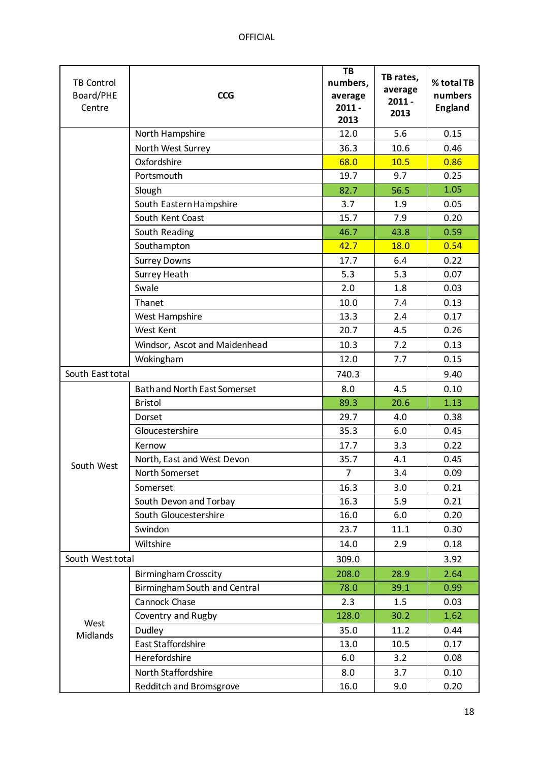| TB Control Board/PHE Centre | CCG | TB numbers, average 2011 - 2013 | TB rates, average 2011 - 2013 | % total TB numbers England |
|---|---|---|---|---|
| | North Hampshire | 12.0 | 5.6 | 0.15 |
| | North West Surrey | 36.3 | 10.6 | 0.46 |
| | Oxfordshire | 68.0 | 10.5 | 0.86 |
| | Portsmouth | 19.7 | 9.7 | 0.25 |
| | Slough | 82.7 | 56.5 | 1.05 |
| | South Eastern Hampshire | 3.7 | 1.9 | 0.05 |
| | South Kent Coast | 15.7 | 7.9 | 0.20 |
| | South Reading | 46.7 | 43.8 | 0.59 |
| | Southampton | 42.7 | 18.0 | 0.54 |
| | Surrey Downs | 17.7 | 6.4 | 0.22 |
| | Surrey Heath | 5.3 | 5.3 | 0.07 |
| | Swale | 2.0 | 1.8 | 0.03 |
| | Thanet | 10.0 | 7.4 | 0.13 |
| | West Hampshire | 13.3 | 2.4 | 0.17 |
| | West Kent | 20.7 | 4.5 | 0.26 |
| | Windsor, Ascot and Maidenhead | 10.3 | 7.2 | 0.13 |
| | Wokingham | 12.0 | 7.7 | 0.15 |
| South East total | | 740.3 | | 9.40 |
| South West | Bath and North East Somerset | 8.0 | 4.5 | 0.10 |
| | Bristol | 89.3 | 20.6 | 1.13 |
| | Dorset | 29.7 | 4.0 | 0.38 |
| | Gloucestershire | 35.3 | 6.0 | 0.45 |
| | Kernow | 17.7 | 3.3 | 0.22 |
| | North, East and West Devon | 35.7 | 4.1 | 0.45 |
| | North Somerset | 7 | 3.4 | 0.09 |
| | Somerset | 16.3 | 3.0 | 0.21 |
| | South Devon and Torbay | 16.3 | 5.9 | 0.21 |
| | South Gloucestershire | 16.0 | 6.0 | 0.20 |
| | Swindon | 23.7 | 11.1 | 0.30 |
| | Wiltshire | 14.0 | 2.9 | 0.18 |
| South West total | | 309.0 | | 3.92 |
| West Midlands | Birmingham Crosscity | 208.0 | 28.9 | 2.64 |
| | Birmingham South and Central | 78.0 | 39.1 | 0.99 |
| | Cannock Chase | 2.3 | 1.5 | 0.03 |
| | Coventry and Rugby | 128.0 | 30.2 | 1.62 |
| | Dudley | 35.0 | 11.2 | 0.44 |
| | East Staffordshire | 13.0 | 10.5 | 0.17 |
| | Herefordshire | 6.0 | 3.2 | 0.08 |
| | North Staffordshire | 8.0 | 3.7 | 0.10 |
| | Redditch and Bromsgrove | 16.0 | 9.0 | 0.20 |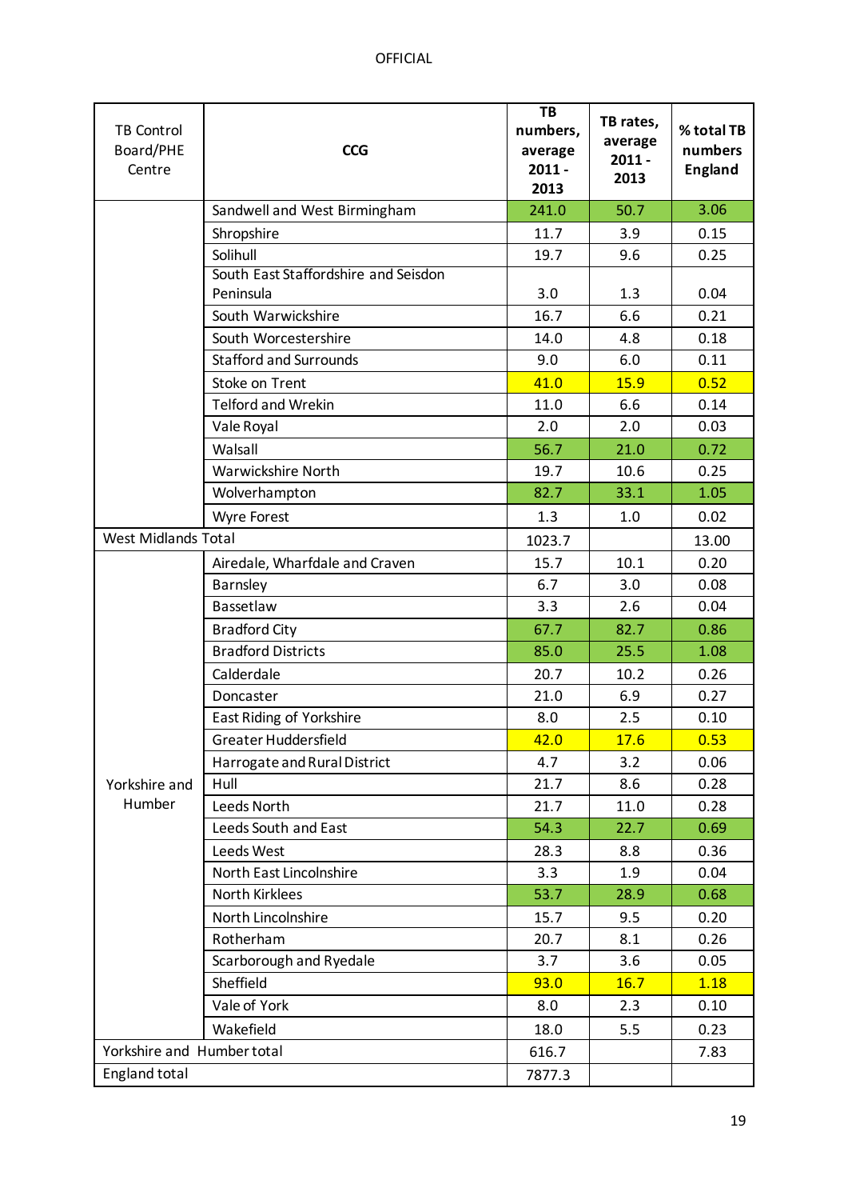OFFICIAL

| TB Control Board/PHE Centre | CCG | TB numbers, average 2011 - 2013 | TB rates, average 2011 - 2013 | % total TB numbers England |
|---|---|---|---|---|
| | Sandwell and West Birmingham | 241.0 | 50.7 | 3.06 |
| | Shropshire | 11.7 | 3.9 | 0.15 |
| | Solihull | 19.7 | 9.6 | 0.25 |
| | South East Staffordshire and Seisdon Peninsula | 3.0 | 1.3 | 0.04 |
| | South Warwickshire | 16.7 | 6.6 | 0.21 |
| | South Worcestershire | 14.0 | 4.8 | 0.18 |
| | Stafford and Surrounds | 9.0 | 6.0 | 0.11 |
| | Stoke on Trent | 41.0 | 15.9 | 0.52 |
| | Telford and Wrekin | 11.0 | 6.6 | 0.14 |
| | Vale Royal | 2.0 | 2.0 | 0.03 |
| | Walsall | 56.7 | 21.0 | 0.72 |
| | Warwickshire North | 19.7 | 10.6 | 0.25 |
| | Wolverhampton | 82.7 | 33.1 | 1.05 |
| | Wyre Forest | 1.3 | 1.0 | 0.02 |
| West Midlands Total | | 1023.7 | | 13.00 |
| Yorkshire and Humber | Airedale, Wharfdale and Craven | 15.7 | 10.1 | 0.20 |
| | Barnsley | 6.7 | 3.0 | 0.08 |
| | Bassetlaw | 3.3 | 2.6 | 0.04 |
| | Bradford City | 67.7 | 82.7 | 0.86 |
| | Bradford Districts | 85.0 | 25.5 | 1.08 |
| | Calderdale | 20.7 | 10.2 | 0.26 |
| | Doncaster | 21.0 | 6.9 | 0.27 |
| | East Riding of Yorkshire | 8.0 | 2.5 | 0.10 |
| | Greater Huddersfield | 42.0 | 17.6 | 0.53 |
| | Harrogate and Rural District | 4.7 | 3.2 | 0.06 |
| | Hull | 21.7 | 8.6 | 0.28 |
| | Leeds North | 21.7 | 11.0 | 0.28 |
| | Leeds South and East | 54.3 | 22.7 | 0.69 |
| | Leeds West | 28.3 | 8.8 | 0.36 |
| | North East Lincolnshire | 3.3 | 1.9 | 0.04 |
| | North Kirklees | 53.7 | 28.9 | 0.68 |
| | North Lincolnshire | 15.7 | 9.5 | 0.20 |
| | Rotherham | 20.7 | 8.1 | 0.26 |
| | Scarborough and Ryedale | 3.7 | 3.6 | 0.05 |
| | Sheffield | 93.0 | 16.7 | 1.18 |
| | Vale of York | 8.0 | 2.3 | 0.10 |
| | Wakefield | 18.0 | 5.5 | 0.23 |
| Yorkshire and Humber total | | 616.7 | | 7.83 |
| England total | | 7877.3 | | |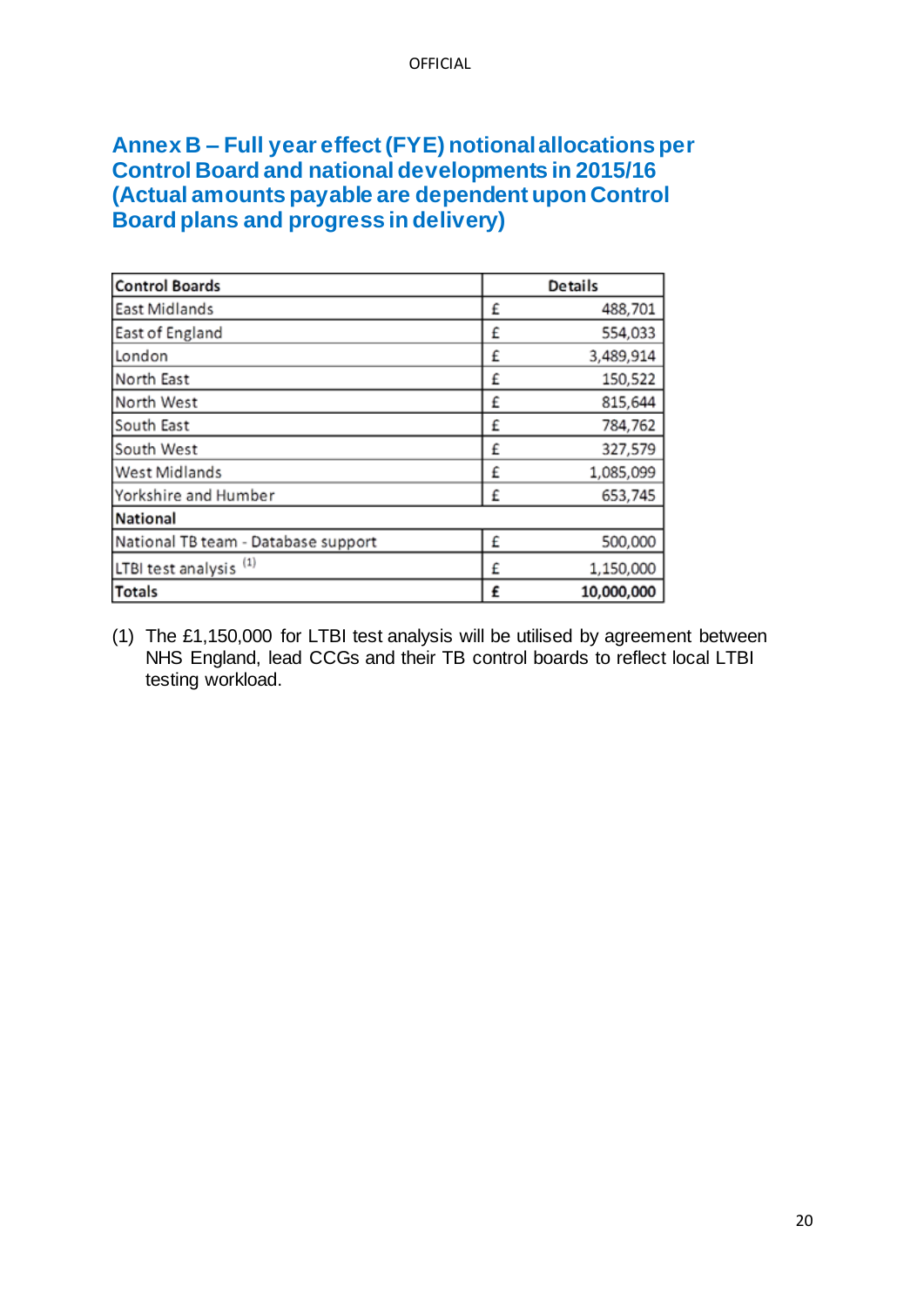# Annex B – Full year effect (FYE) notional allocations per Control Board and national developments in 2015/16 (Actual amounts payable are dependent upon Control Board plans and progress in delivery)

| Control Boards | Details | |
|---|---|---|
| East Midlands | £ | 488,701 |
| East of England | £ | 554,033 |
| London | £ | 3,489,914 |
| North East | £ | 150,522 |
| North West | £ | 815,644 |
| South East | £ | 784,762 |
| South West | £ | 327,579 |
| West Midlands | £ | 1,085,099 |
| Yorkshire and Humber | £ | 653,745 |
| **National** | | |
| National TB team - Database support | £ | 500,000 |
| LTBI test analysis (1) | £ | 1,150,000 |
| **Totals** | **£** | **10,000,000** |

(1) The £1,150,000 for LTBI test analysis will be utilised by agreement between NHS England, lead CCGs and their TB control boards to reflect local LTBI testing workload.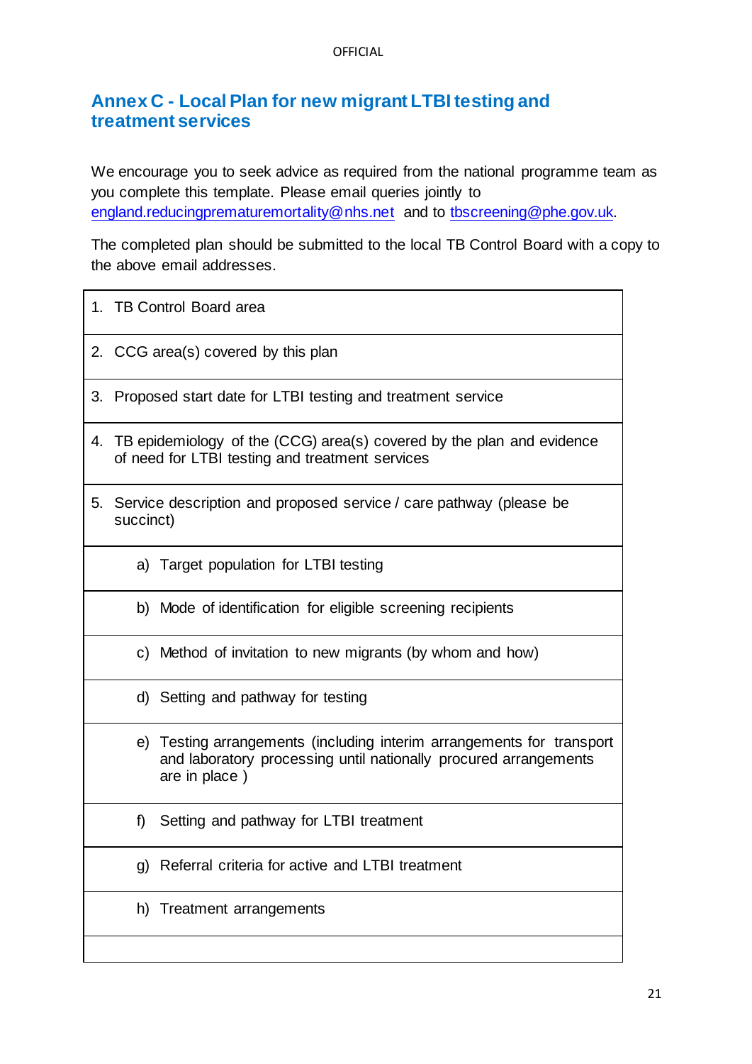## Annex C - Local Plan for new migrant LTBI testing and treatment services

We encourage you to seek advice as required from the national programme team as you complete this template. Please email queries jointly to england.reducingprematuremortality@nhs.net and to tbscreening@phe.gov.uk.

The completed plan should be submitted to the local TB Control Board with a copy to the above email addresses.

| |
|---|
| 1. TB Control Board area |
| 2. CCG area(s) covered by this plan |
| 3. Proposed start date for LTBI testing and treatment service |
| 4. TB epidemiology of the (CCG) area(s) covered by the plan and evidence of need for LTBI testing and treatment services |
| 5. Service description and proposed service / care pathway (please be succinct) |
| a) Target population for LTBI testing |
| b) Mode of identification for eligible screening recipients |
| c) Method of invitation to new migrants (by whom and how) |
| d) Setting and pathway for testing |
| e) Testing arrangements (including interim arrangements for transport and laboratory processing until nationally procured arrangements are in place ) |
| f) Setting and pathway for LTBI treatment |
| g) Referral criteria for active and LTBI treatment |
| h) Treatment arrangements |
| |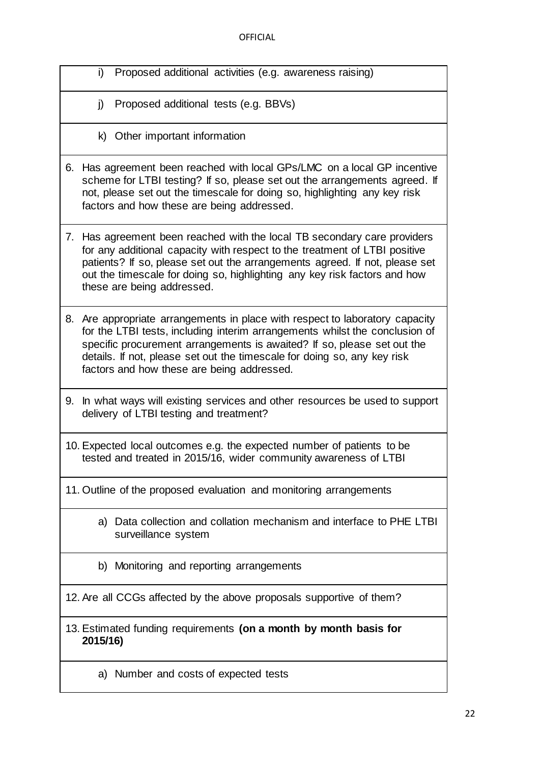| |
|---|
| i) Proposed additional activities (e.g. awareness raising) |
| j) Proposed additional tests (e.g. BBVs) |
| k) Other important information |
| 6. Has agreement been reached with local GPs/LMC on a local GP incentive scheme for LTBI testing? If so, please set out the arrangements agreed. If not, please set out the timescale for doing so, highlighting any key risk factors and how these are being addressed. |
| 7. Has agreement been reached with the local TB secondary care providers for any additional capacity with respect to the treatment of LTBI positive patients? If so, please set out the arrangements agreed. If not, please set out the timescale for doing so, highlighting any key risk factors and how these are being addressed. |
| 8. Are appropriate arrangements in place with respect to laboratory capacity for the LTBI tests, including interim arrangements whilst the conclusion of specific procurement arrangements is awaited? If so, please set out the details. If not, please set out the timescale for doing so, any key risk factors and how these are being addressed. |
| 9. In what ways will existing services and other resources be used to support delivery of LTBI testing and treatment? |
| 10. Expected local outcomes e.g. the expected number of patients to be tested and treated in 2015/16, wider community awareness of LTBI |
| 11. Outline of the proposed evaluation and monitoring arrangements |
| a) Data collection and collation mechanism and interface to PHE LTBI surveillance system |
| b) Monitoring and reporting arrangements |
| 12. Are all CCGs affected by the above proposals supportive of them? |
| 13. Estimated funding requirements **(on a month by month basis for 2015/16)** |
| a) Number and costs of expected tests |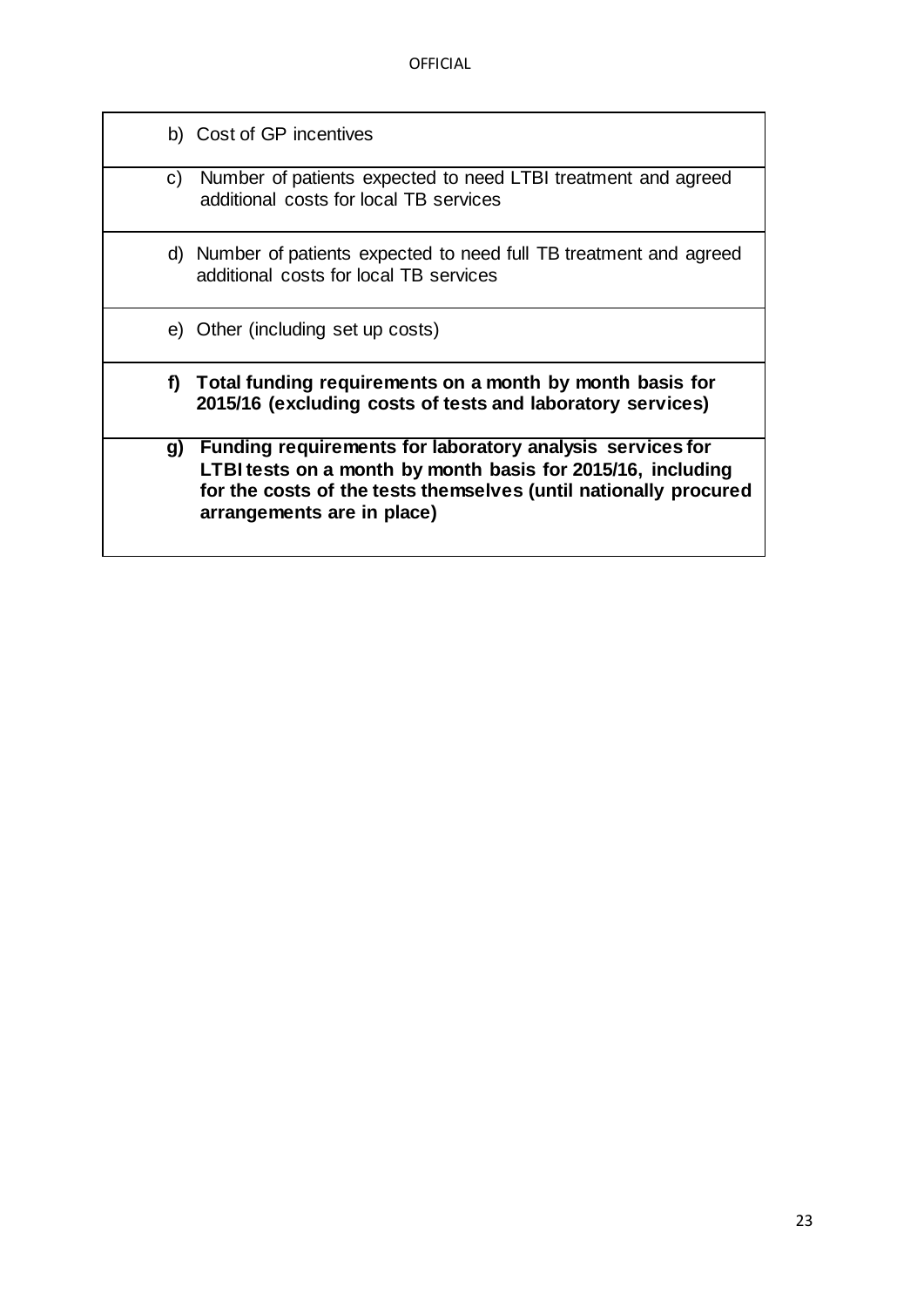| |
|---|
| b) Cost of GP incentives |
| c) Number of patients expected to need LTBI treatment and agreed additional costs for local TB services |
| d) Number of patients expected to need full TB treatment and agreed additional costs for local TB services |
| e) Other (including set up costs) |
| **f) Total funding requirements on a month by month basis for 2015/16 (excluding costs of tests and laboratory services)** |
| **g) Funding requirements for laboratory analysis services for LTBI tests on a month by month basis for 2015/16, including for the costs of the tests themselves (until nationally procured arrangements are in place)** |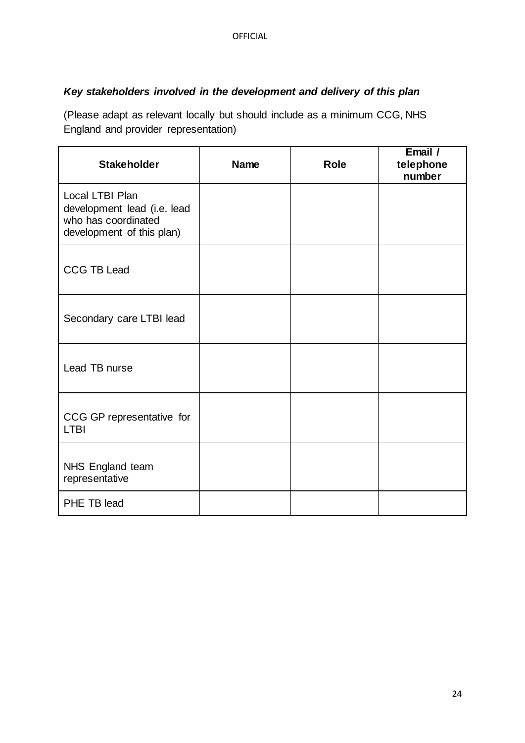***Key stakeholders involved in the development and delivery of this plan***

(Please adapt as relevant locally but should include as a minimum CCG, NHS England and provider representation)

| Stakeholder | Name | Role | Email / telephone number |
|---|---|---|---|
| Local LTBI Plan development lead (i.e. lead who has coordinated development of this plan) | | | |
| CCG TB Lead | | | |
| Secondary care LTBI lead | | | |
| Lead TB nurse | | | |
| CCG GP representative for LTBI | | | |
| NHS England team representative | | | |
| PHE TB lead | | | |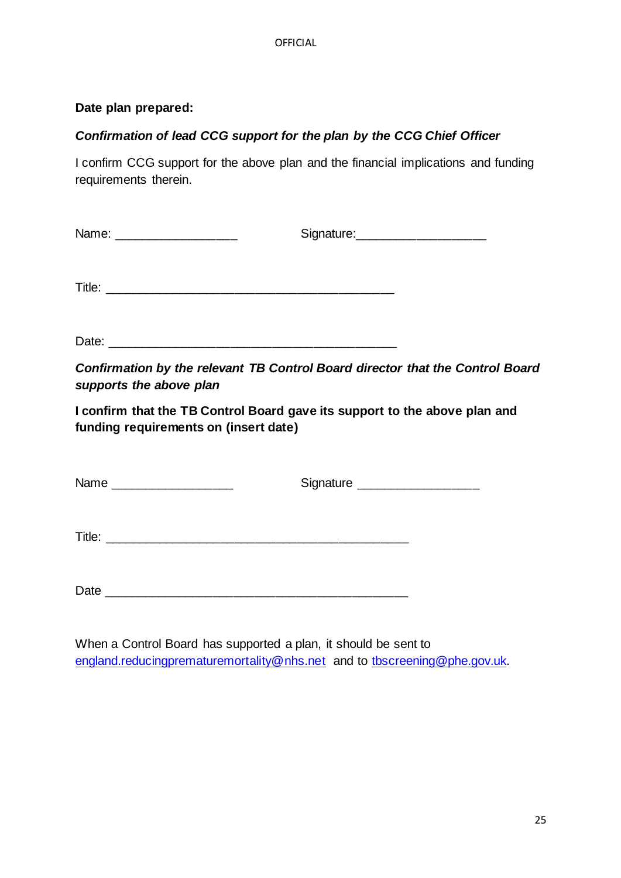**Date plan prepared:**

***Confirmation of lead CCG support for the plan by the CCG Chief Officer***

I confirm CCG support for the above plan and the financial implications and funding requirements therein.

Name: _________________ Signature:__________________

Title: ________________________________________

Date: ________________________________________

***Confirmation by the relevant TB Control Board director that the Control Board supports the above plan***

**I confirm that the TB Control Board gave its support to the above plan and funding requirements on (insert date)**

Name _________________ Signature _________________

Title: __________________________________________

Date __________________________________________

When a Control Board has supported a plan, it should be sent to england.reducingprematuremortality@nhs.net and to tbscreening@phe.gov.uk.